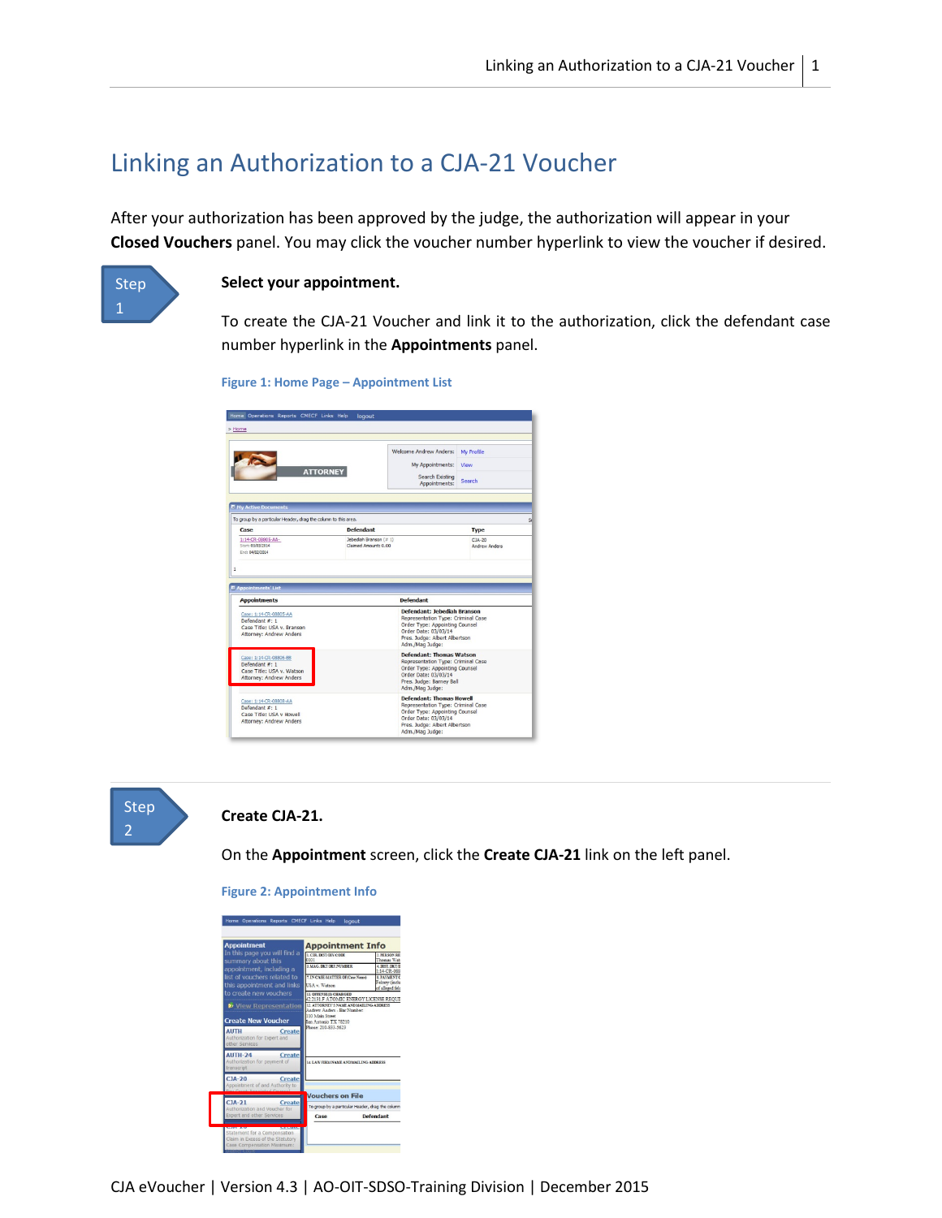# Linking an Authorization to a CJA-21 Voucher

After your authorization has been approved by the judge, the authorization will appear in your **Closed Vouchers** panel. You may click the voucher number hyperlink to view the voucher if desired.

**Step 1**

**Select your appointment.**

To create the CJA-21 Voucher and link it to the authorization, click the defendant case number hyperlink in the **Appointments** panel.

Figure 1: Home Page – Appointment List

**Step 2**

**Create CJA-21.**

On the **Appointment** screen, click the **Create CJA-21** link on the left panel.

Figure 2: Appointment Info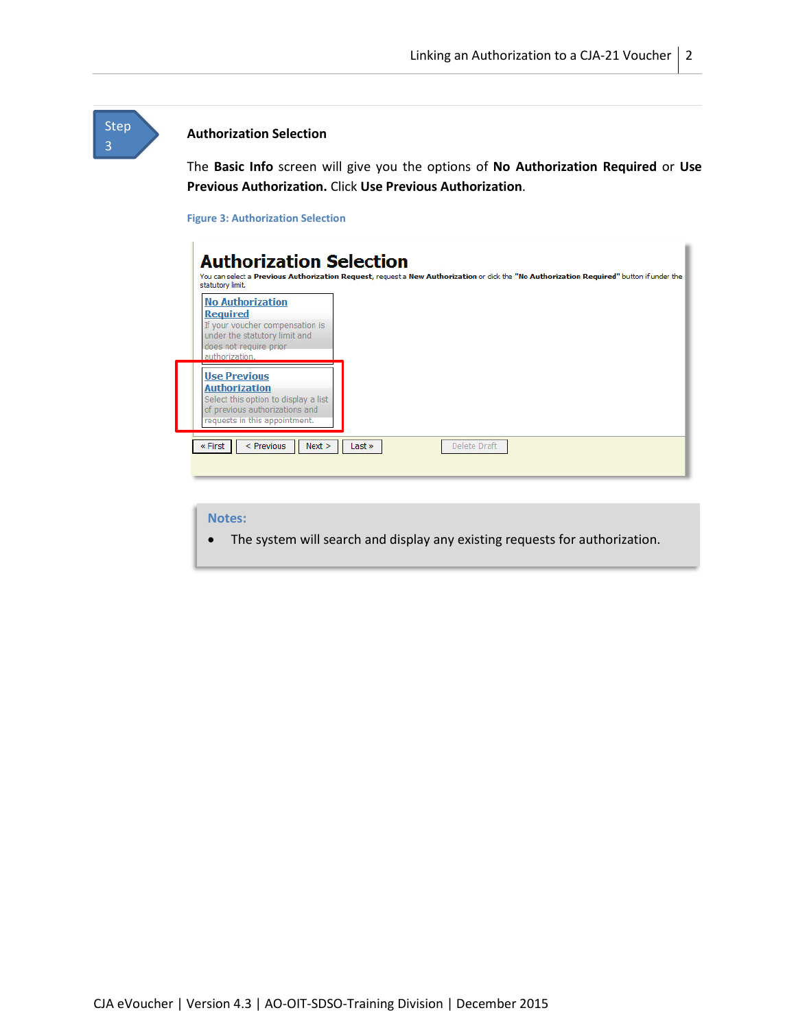Step 3

### Authorization Selection

The **Basic Info** screen will give you the options of **No Authorization Required** or **Use Previous Authorization.** Click **Use Previous Authorization**.

Figure 3: Authorization Selection

**Notes:**

- The system will search and display any existing requests for authorization.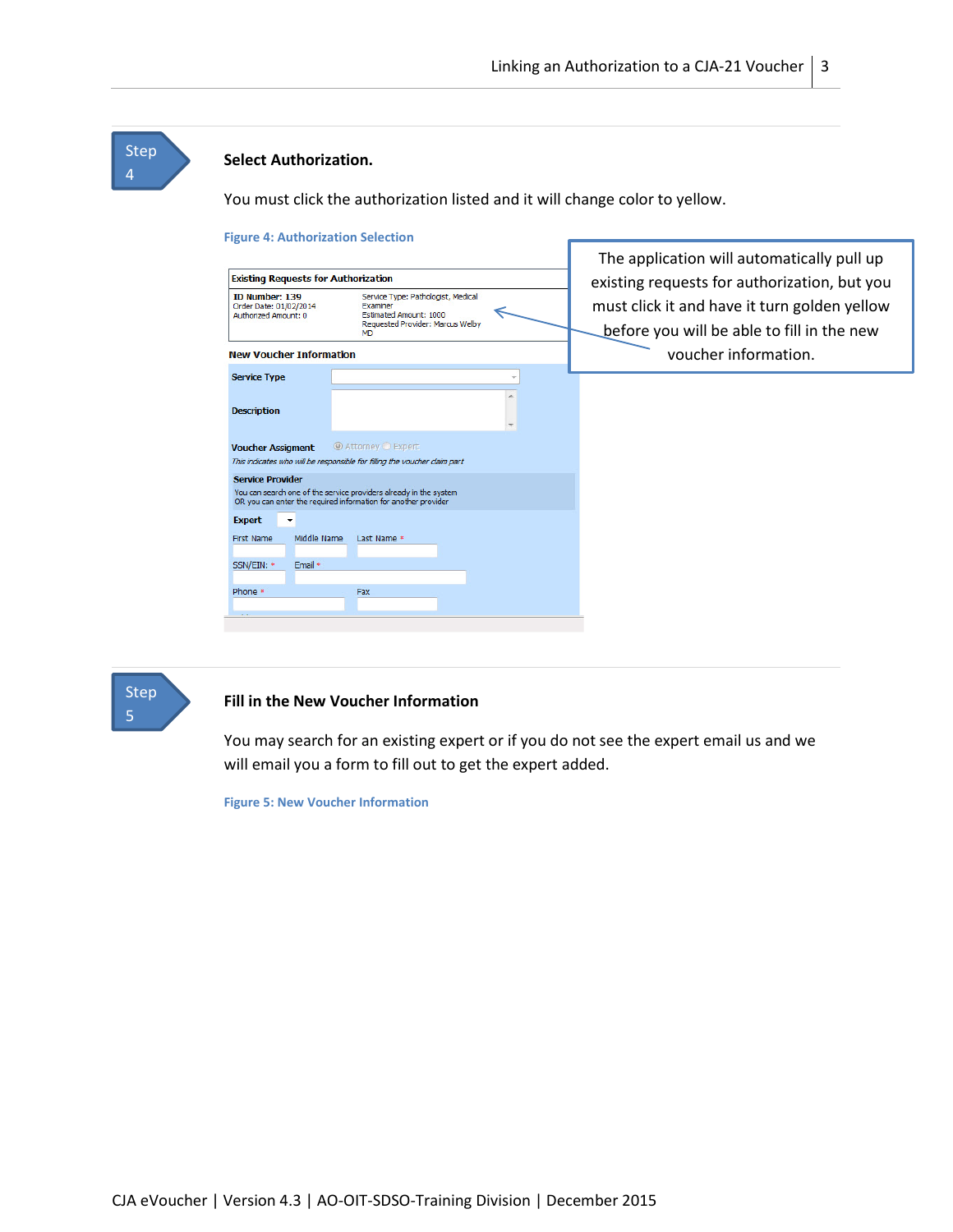## Step 4

### Select Authorization.

You must click the authorization listed and it will change color to yellow.

**Figure 4: Authorization Selection**

The application will automatically pull up existing requests for authorization, but you must click it and have it turn golden yellow before you will be able to fill in the new voucher information.

## Step 5

### Fill in the New Voucher Information

You may search for an existing expert or if you do not see the expert email us and we will email you a form to fill out to get the expert added.

**Figure 5: New Voucher Information**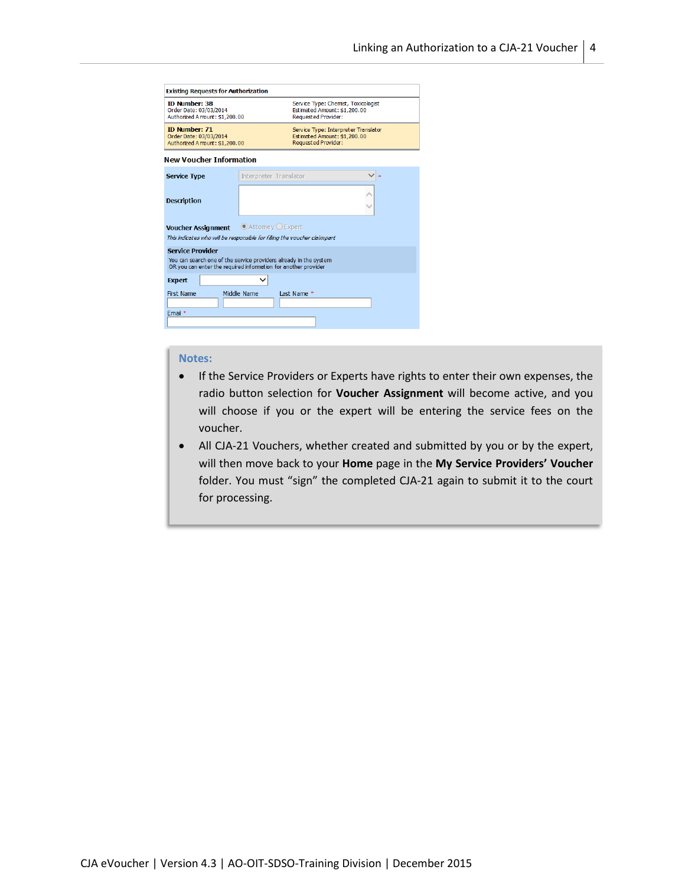**Existing Requests for Authorization**

| | |
|---|---|
| **ID Number: 38**<br>Order Date: 03/03/2014<br>Authorized Amount: $1,200.00 | Service Type: Chemist, Toxicologist<br>Estimated Amount: $1,200.00<br>Requested Provider: |
| **ID Number: 71**<br>Order Date: 03/03/2014<br>Authorized Amount: $1,200.00 | Service Type: Interpreter Translator<br>Estimated Amount: $1,200.00<br>Requested Provider: |

**New Voucher Information**

**Service Type** Interpreter Translator *

**Description**

**Voucher Assignment** Attorney Expert

*This indicates who will be responsible for filing the voucher claimpart*

**Service Provider**

You can search one of the service providers already in the system
OR you can enter the required information for another provider

**Expert**

First Name Middle Name Last Name *

Email *

**Notes:**

- If the Service Providers or Experts have rights to enter their own expenses, the radio button selection for **Voucher Assignment** will become active, and you will choose if you or the expert will be entering the service fees on the voucher.
- All CJA-21 Vouchers, whether created and submitted by you or by the expert, will then move back to your **Home** page in the **My Service Providers' Voucher** folder. You must "sign" the completed CJA-21 again to submit it to the court for processing.